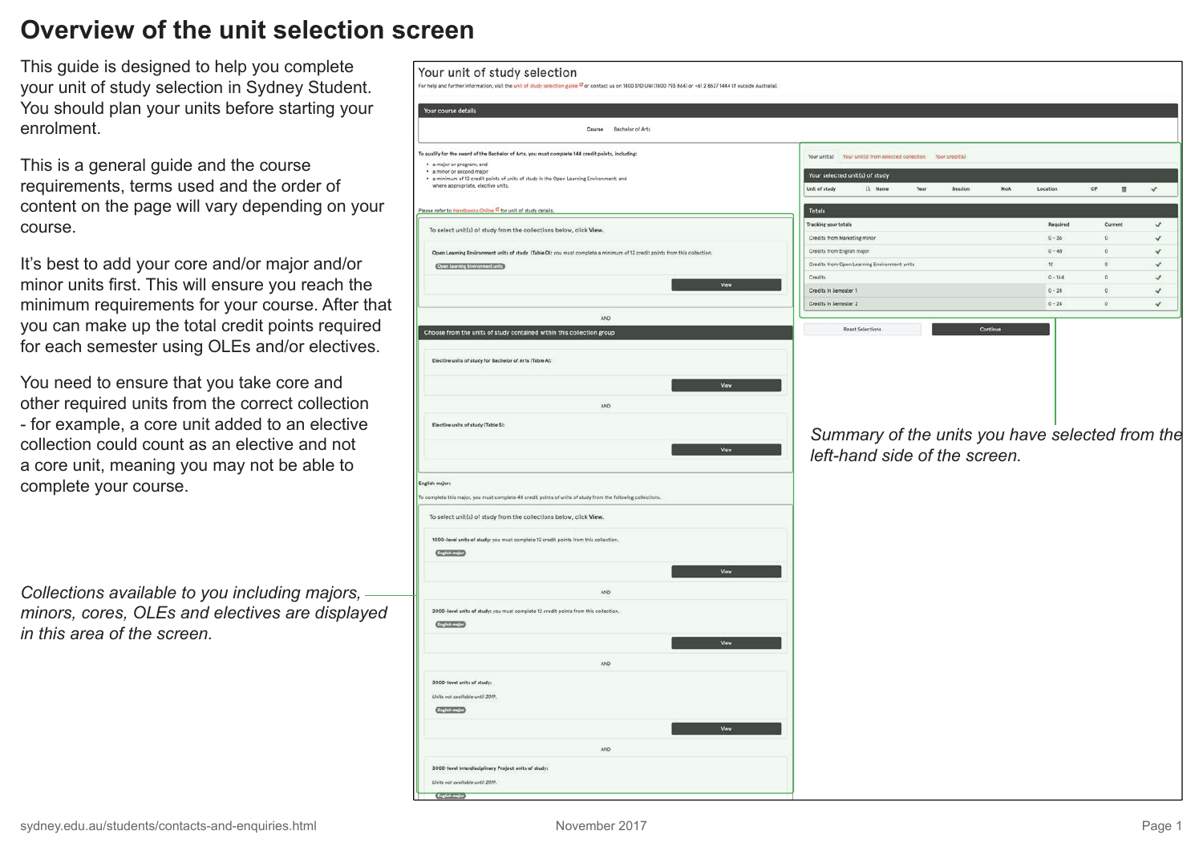# Overview of the unit selection screen

This guide is designed to help you complete your unit of study selection in Sydney Student. You should plan your units before starting your enrolment.

This is a general guide and the course requirements, terms used and the order of content on the page will vary depending on your course.

It's best to add your core and/or major and/or minor units first. This will ensure you reach the minimum requirements for your course. After that you can make up the total credit points required for each semester using OLEs and/or electives.

You need to ensure that you take core and other required units from the correct collection - for example, a core unit added to an elective collection could count as an elective and not a core unit, meaning you may not be able to complete your course.

*Collections available to you including majors, minors, cores, OLEs and electives are displayed in this area of the screen.*

*Summary of the units you have selected from the left-hand side of the screen.*

sydney.edu.au/students/contacts-and-enquiries.html

November 2017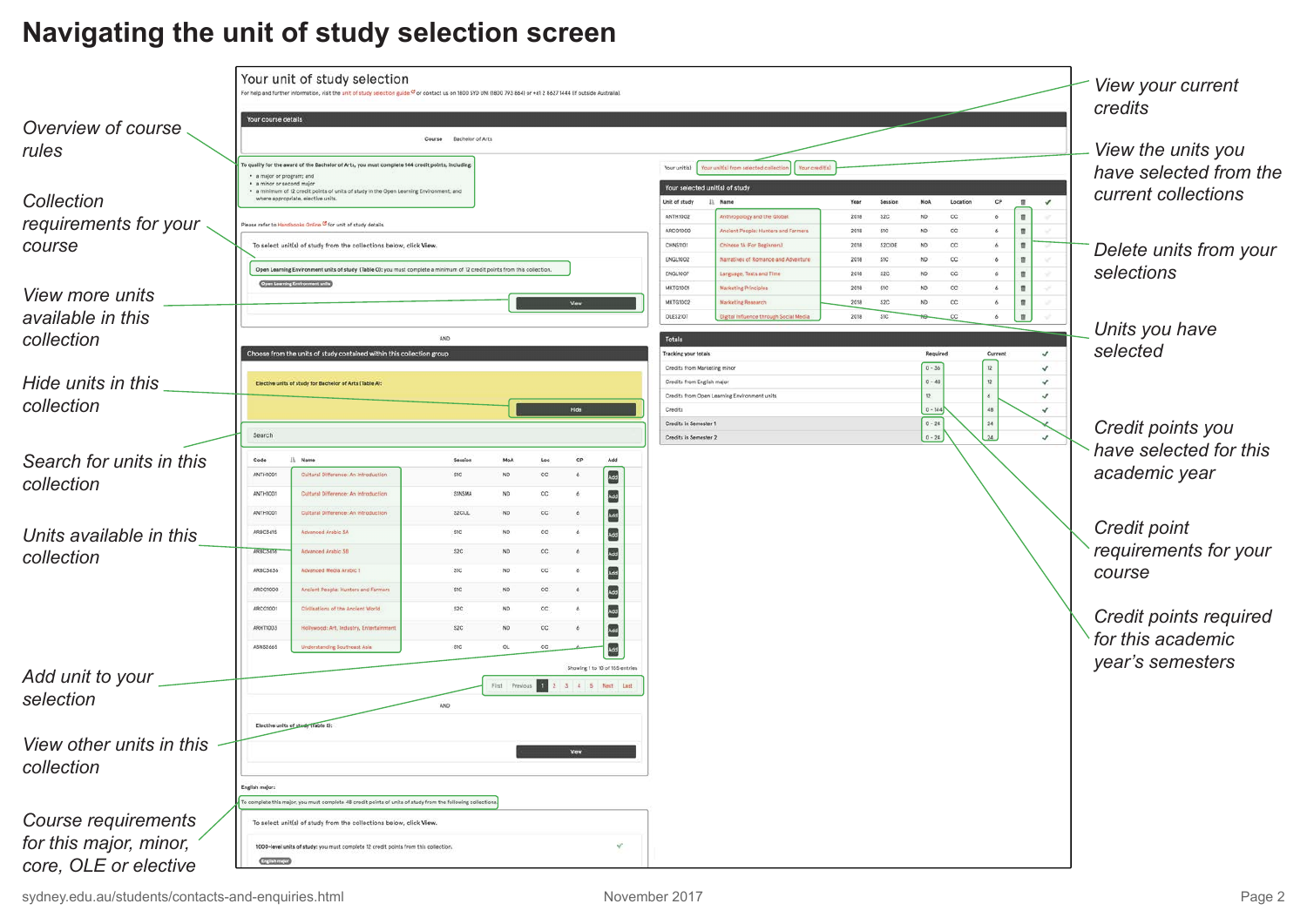# Navigating the unit of study selection screen

**Left-side callouts:**

- *Overview of course rules*
- *Collection requirements for your course*
- *View more units available in this collection*
- *Hide units in this collection*
- *Search for units in this collection*
- *Units available in this collection*
- *Add unit to your selection*
- *View other units in this collection*
- *Course requirements for this major, minor, core, OLE or elective*

**Right-side callouts:**

- *View your current credits*
- *View the units you have selected from the current collections*
- *Delete units from your selections*
- *Units you have selected*
- *Credit points you have selected for this academic year*
- *Credit point requirements for your course*
- *Credit points required for this academic year's semesters*

## Your unit of study selection

For help and further information, visit the unit of study selection guide or contact us on 1800 SYD UNI (1800 793 864) or +61 2 8627 1444 (if outside Australia).

**Your course details**

Course: Bachelor of Arts

To qualify for the award of the Bachelor of Arts, you must complete 144 credit points, including:

- a major or program; and
- a minor or second major
- a minimum of 12 credit points of units of study in the Open Learning Environment, and where appropriate, elective units.

Please refer to Handbooks Online for unit of study details.

To select unit(s) of study from the collections below, click **View**.

Open Learning Environment units of study (Table O): you must complete a minimum of 12 credit points from this collection.

Open Learning Environment units — View

AND

**Choose from the units of study contained within this collection group**

Elective units of study for Bachelor of Arts (Table A): — Hide

Search

| Code | Name | Session | MoA | Loc | CP | Add |
|---|---|---|---|---|---|---|
| ANTH1001 | Cultural Difference: An Introduction | S1C | ND | CC | 6 | Add |
| ANTH1001 | Cultural Difference: An Introduction | S1NSMA | ND | CC | 6 | Add |
| ANTH1001 | Cultural Difference: An Introduction | S2CUL | ND | CC | 6 | Add |
| ARBC3615 | Advanced Arabic 5A | S1C | ND | CC | 6 | Add |
| ARBC3616 | Advanced Arabic 5B | S2C | ND | CC | 6 | Add |
| ARBC3636 | Advanced Media Arabic I | S1C | ND | CC | 6 | Add |
| ARCO1000 | Ancient People: Hunters and Farmers | S1C | ND | CC | 6 | Add |
| ARCO1001 | Civilisations of the Ancient World | S2C | ND | CC | 6 | Add |
| ARHT1003 | Hollywood: Art, Industry, Entertainment | S2C | ND | CC | 6 | Add |
| ASNS2665 | Understanding Southeast Asia | S1C | OL | CC | 6 | Add |

Showing 1 to 10 of 165 entries

First Previous 1 2 3 4 5 Next Last

AND

Elective units of study (Table B): — View

English major:

To complete this major, you must complete 48 credit points of units of study from the following collections.

To select unit(s) of study from the collections below, click **View**.

1000-level units of study: you must complete 12 credit points from this collection. ✓

English major

Your unit(s) | Your unit(s) from selected collection | Your credit(s)

**Your selected unit(s) of study**

| Unit of study | Name | Year | Session | MoA | Location | CP |
|---|---|---|---|---|---|---|
| ANTH1002 | Anthropology and the Global | 2018 | S2C | ND | CC | 6 |
| ARCO1000 | Ancient People: Hunters and Farmers | 2018 | S1C | ND | CC | 6 |
| CHNS1101 | Chinese 1A (For Beginners) | 2018 | S2CIDE | ND | CC | 6 |
| ENGL1002 | Narratives of Romance and Adventure | 2018 | S1C | ND | CC | 6 |
| ENGL1007 | Language, Texts and Time | 2018 | S2C | ND | CC | 6 |
| MKTG1001 | Marketing Principles | 2018 | S1C | ND | CC | 6 |
| MKTG1002 | Marketing Research | 2018 | S2C | ND | CC | 6 |
| OLES2101 | Digital Influence through Social Media | 2018 | S1C | ND | CC | 6 |

**Totals**

| Tracking your totals | Required | Current | ✓ |
|---|---|---|---|
| Credits from Marketing minor | 0 - 36 | 12 | ✓ |
| Credits from English major | 0 - 48 | 12 | ✓ |
| Credits from Open Learning Environment units | 12 | 6 | ✓ |
| Credits | 0 - 144 | 48 | ✓ |
| Credits in Semester 1 | 0 - 24 | 24 | ✓ |
| Credits in Semester 2 | 0 - 24 | 24 | ✓ |

sydney.edu.au/students/contacts-and-enquiries.html — November 2017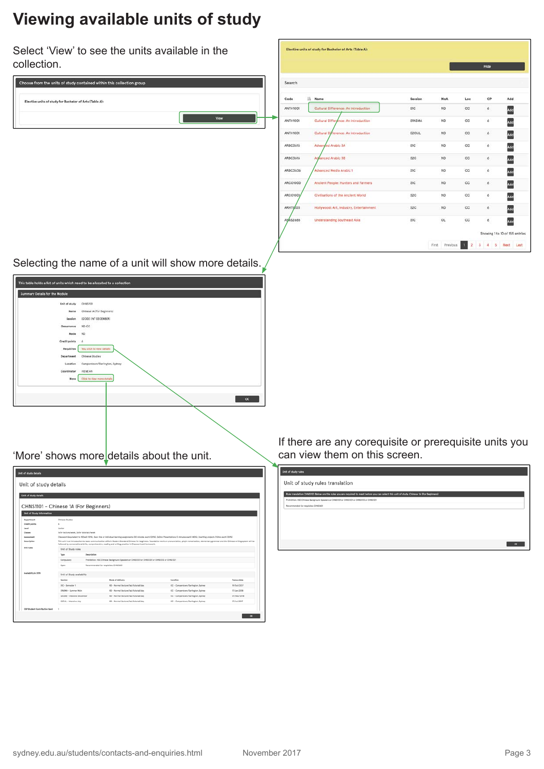# Viewing available units of study

Select 'View' to see the units available in the collection.

Selecting the name of a unit will show more details.

'More' shows more details about the unit.

If there are any corequisite or prerequisite units you can view them on this screen.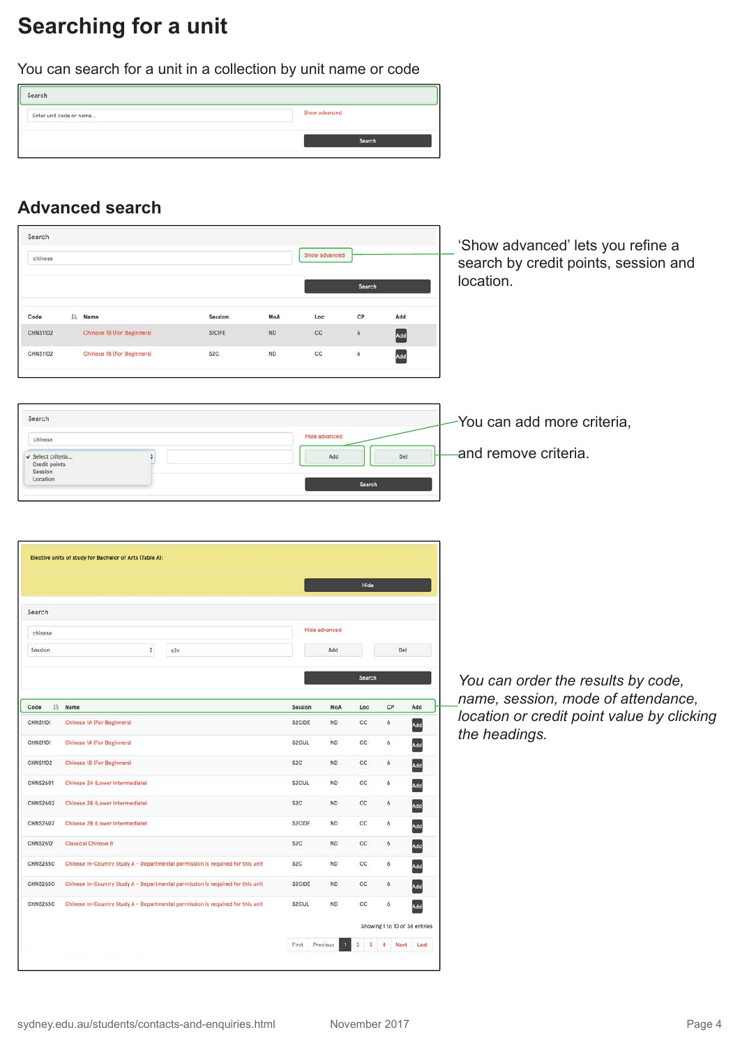# Searching for a unit

You can search for a unit in a collection by unit name or code

Search

Enter unit code or name...

Show advanced

Search

## Advanced search

Search

chinese

Show advanced

Search

‘Show advanced’ lets you refine a search by credit points, session and location.

| Code | Name | Session | MoA | Loc | CP | Add |
|---|---|---|---|---|---|---|
| CHNS1102 | Chinese 1B (For Beginners) | S1CIFE | ND | CC | 6 | Add |
| CHNS1102 | Chinese 1B (For Beginners) | S2C | ND | CC | 6 | Add |

Search

chinese

Hide advanced

Select criteria...
Credit points
Session
Location

Add

Del

Search

You can add more criteria,

and remove criteria.

Elective units of study for Bachelor of Arts (Table A):

Hide

Search

chinese

Hide advanced

Session

s2c

Add

Del

Search

*You can order the results by code, name, session, mode of attendance, location or credit point value by clicking the headings.*

| Code | Name | Session | MoA | Loc | CP | Add |
|---|---|---|---|---|---|---|
| CHNS1101 | Chinese 1A (For Beginners) | S2CIDE | ND | CC | 6 | Add |
| CHNS1101 | Chinese 1A (For Beginners) | S2CIJL | ND | CC | 6 | Add |
| CHNS1102 | Chinese 1B (For Beginners) | S2C | ND | CC | 6 | Add |
| CHNS2601 | Chinese 2A (Lower Intermediate) | S2CIJL | ND | CC | 6 | Add |
| CHNS2602 | Chinese 2B (Lower Intermediate) | S2C | ND | CC | 6 | Add |
| CHNS2602 | Chinese 2B (Lower Intermediate) | S2CIDE | ND | CC | 6 | Add |
| CHNS2612 | Classical Chinese B | S2C | ND | CC | 6 | Add |
| CHNS2650 | Chinese In-Country Study A - Departmental permission is required for this unit | S2C | ND | CC | 6 | Add |
| CHNS2650 | Chinese In-Country Study A - Departmental permission is required for this unit | S2CIDE | ND | CC | 6 | Add |
| CHNS2650 | Chinese In-Country Study A - Departmental permission is required for this unit | S2CIJL | ND | CC | 6 | Add |

Showing 1 to 10 of 36 entries

First Previous 1 2 3 4 Next Last

sydney.edu.au/students/contacts-and-enquiries.html

November 2017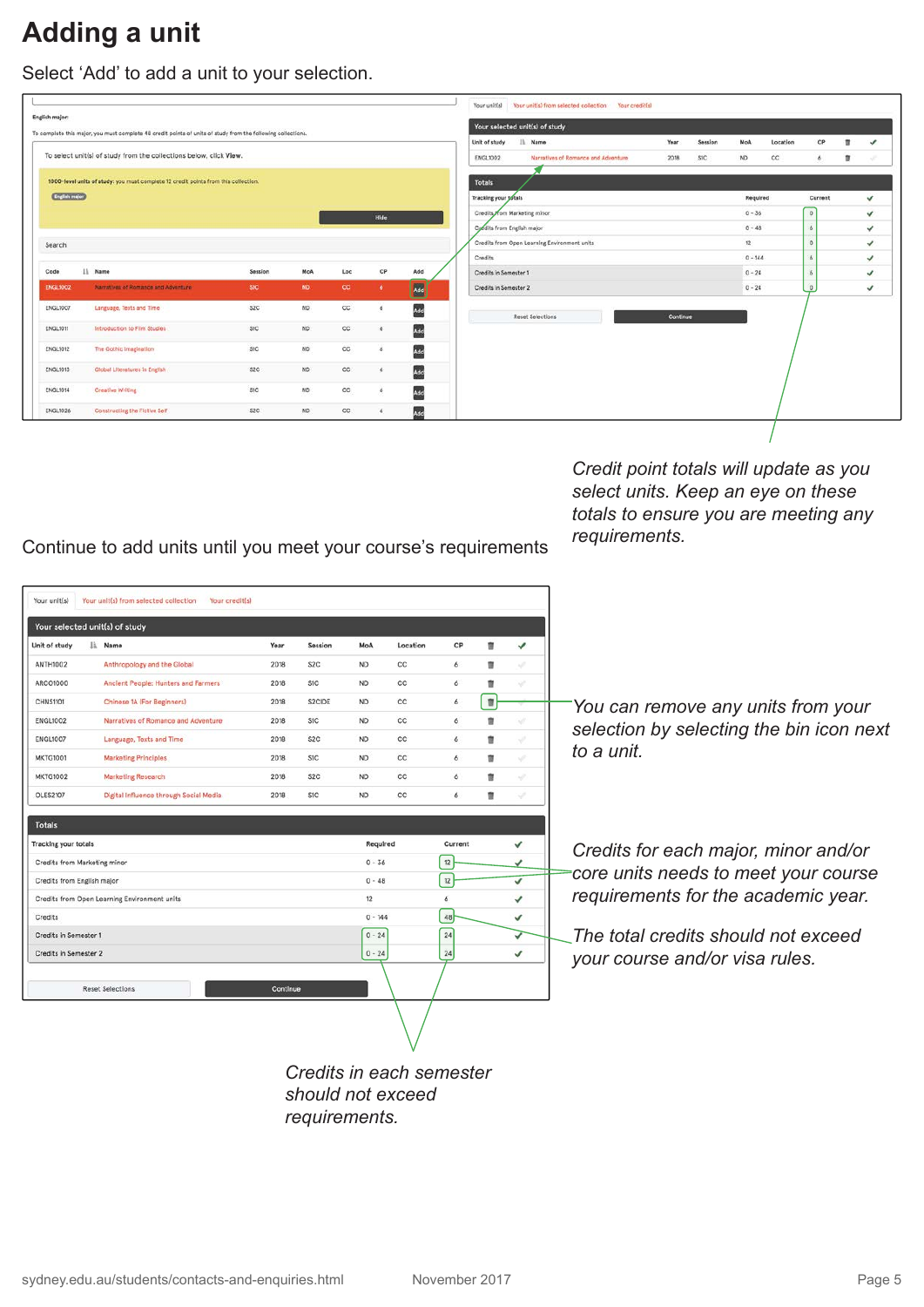# Adding a unit

Select 'Add' to add a unit to your selection.

English major

To complete this major, you must complete 48 credit points of units of study from the following collections.

To select unit(s) of study from the collections below, click **View**.

**1000-level units of study:** you must complete 12 credit points from this collection.

English major

Hide

Search

| Code | Name | Session | MoA | Loc | CP | Add |
|---|---|---|---|---|---|---|
| ENGL1002 | Narratives of Romance and Adventure | S1C | ND | CC | 6 | Add |
| ENGL1007 | Language, Texts and Time | S2C | ND | CC | 6 | Add |
| ENGL1011 | Introduction to Film Studies | S1C | ND | CC | 6 | Add |
| ENGL1012 | The Gothic Imagination | S1C | ND | CC | 6 | Add |
| ENGL1013 | Global Literatures in English | S2C | ND | CC | 6 | Add |
| ENGL1014 | Creative Writing | S1C | ND | CC | 6 | Add |
| ENGL1026 | Constructing the Fictive Self | S2C | ND | CC | 6 | Add |

Your unit(s) | Your unit(s) from selected collection | Your credit(s)

**Your selected unit(s) of study**

| Unit of study | Name | Year | Session | MoA | Location | CP | | |
|---|---|---|---|---|---|---|---|---|
| ENGL1002 | Narratives of Romance and Adventure | 2018 | S1C | ND | CC | 6 | | |

**Totals**

| Tracking your totals | Required | Current | ✓ |
|---|---|---|---|
| Credits from Marketing minor | 0 - 36 | 0 | ✓ |
| Credits from English major | 0 - 48 | 6 | ✓ |
| Credits from Open Learning Environment units | 12 | 0 | ✓ |
| Credits | 0 - 144 | 6 | ✓ |
| Credits in Semester 1 | 0 - 24 | 6 | ✓ |
| Credits in Semester 2 | 0 - 24 | 0 | ✓ |

Reset Selections | Continue

*Credit point totals will update as you select units. Keep an eye on these totals to ensure you are meeting any requirements.*

Continue to add units until you meet your course's requirements

Your unit(s) | Your unit(s) from selected collection | Your credit(s)

**Your selected unit(s) of study**

| Unit of study | Name | Year | Session | MoA | Location | CP | | |
|---|---|---|---|---|---|---|---|---|
| ANTH1002 | Anthropology and the Global | 2018 | S2C | ND | CC | 6 | | |
| ARCO1000 | Ancient People: Hunters and Farmers | 2018 | S1C | ND | CC | 6 | | |
| CHNS1101 | Chinese 1A (For Beginners) | 2018 | S2CIDE | ND | CC | 6 | | |
| ENGL1002 | Narratives of Romance and Adventure | 2018 | S1C | ND | CC | 6 | | |
| ENGL1007 | Language, Texts and Time | 2018 | S2C | ND | CC | 6 | | |
| MKTG1001 | Marketing Principles | 2018 | S1C | ND | CC | 6 | | |
| MKTG1002 | Marketing Research | 2018 | S2C | ND | CC | 6 | | |
| OLES2107 | Digital Influence through Social Media | 2018 | S1C | ND | CC | 6 | | |

*You can remove any units from your selection by selecting the bin icon next to a unit.*

**Totals**

| Tracking your totals | Required | Current | ✓ |
|---|---|---|---|
| Credits from Marketing minor | 0 - 36 | 12 | ✓ |
| Credits from English major | 0 - 48 | 12 | ✓ |
| Credits from Open Learning Environment units | 12 | 6 | ✓ |
| Credits | 0 - 144 | 48 | ✓ |
| Credits in Semester 1 | 0 - 24 | 24 | ✓ |
| Credits in Semester 2 | 0 - 24 | 24 | ✓ |

Reset Selections | Continue

*Credits for each major, minor and/or core units needs to meet your course requirements for the academic year.*

*The total credits should not exceed your course and/or visa rules.*

*Credits in each semester should not exceed requirements.*

sydney.edu.au/students/contacts-and-enquiries.html

November 2017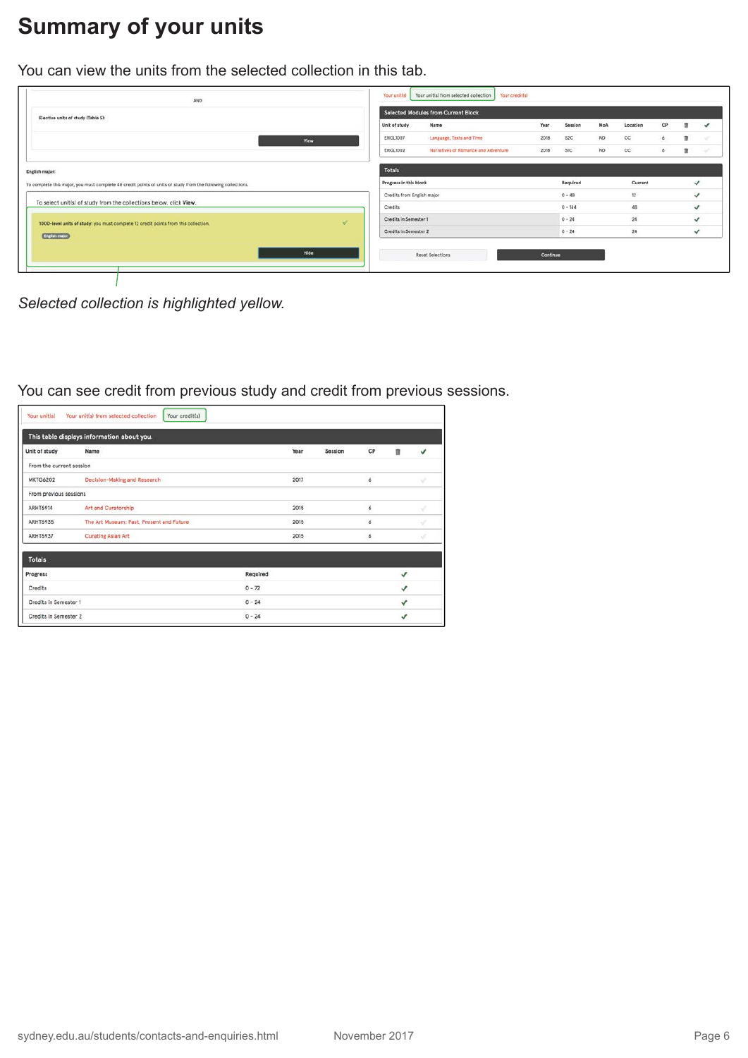# Summary of your units

You can view the units from the selected collection in this tab.

AND

Elective units of study (Table S):

View

English major:

To complete this major, you must complete 48 credit points of units of study from the following collections.

To select unit(s) of study from the collections below, click **View**.

**1000-level units of study:** you must complete 12 credit points from this collection.

English major

Hide

Your unit(s) | Your unit(s) from selected collection | Your credit(s)

Selected Modules from Current Block

| Unit of study | Name | Year | Session | MoA | Location | CP |
|---|---|---|---|---|---|---|
| ENGL1007 | Language, Texts and Time | 2018 | S2C | ND | CC | 6 |
| ENGL1002 | Narratives of Romance and Adventure | 2018 | S1C | ND | CC | 6 |

Totals

| Progress in this block | Required | Current |
|---|---|---|
| Credits from English major | 0 - 48 | 12 |
| Credits | 0 - 144 | 48 |
| Credits in Semester 1 | 0 - 24 | 24 |
| Credits in Semester 2 | 0 - 24 | 24 |

Reset Selections | Continue

*Selected collection is highlighted yellow.*

You can see credit from previous study and credit from previous sessions.

Your unit(s) | Your unit(s) from selected collection | Your credit(s)

This table displays information about you.

| Unit of study | Name | Year | Session | CP |
|---|---|---|---|---|
| From the current session | | | | |
| MKTG6202 | Decision-Making and Research | 2017 | | 6 |
| From previous sessions | | | | |
| ARHT6914 | Art and Curatorship | 2015 | | 6 |
| ARHT6935 | The Art Museum: Past, Present and Future | 2015 | | 6 |
| ARHT6937 | Curating Asian Art | 2015 | | 6 |

Totals

| Progress | Required |
|---|---|
| Credits | 0 - 72 |
| Credits in Semester 1 | 0 - 24 |
| Credits in Semester 2 | 0 - 24 |

sydney.edu.au/students/contacts-and-enquiries.html November 2017